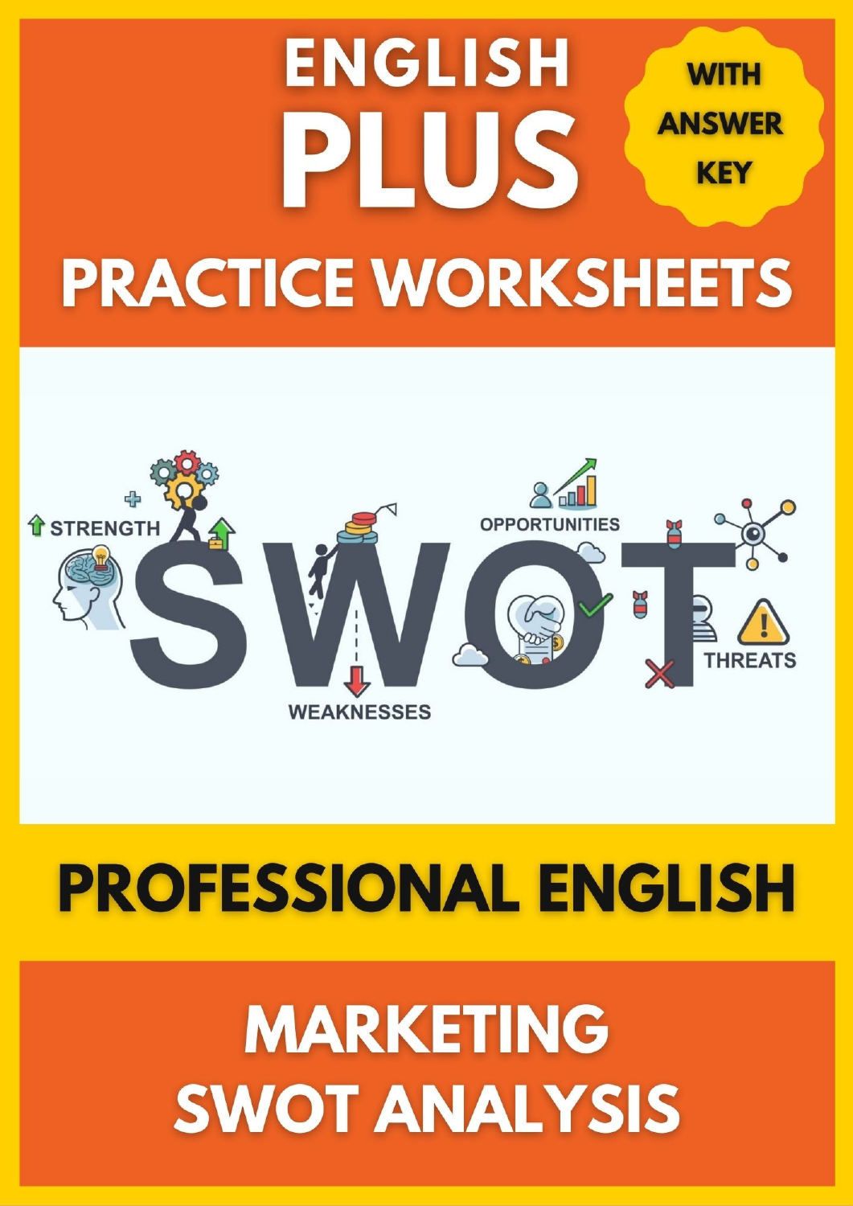# ENGLISH PLUS

**WITH ANSWER KEY**

# PRACTICE WORKSHEETS

STRENGTH

WEAKNESSES

OPPORTUNITIES

THREATS

## PROFESSIONAL ENGLISH

## MARKETING SWOT ANALYSIS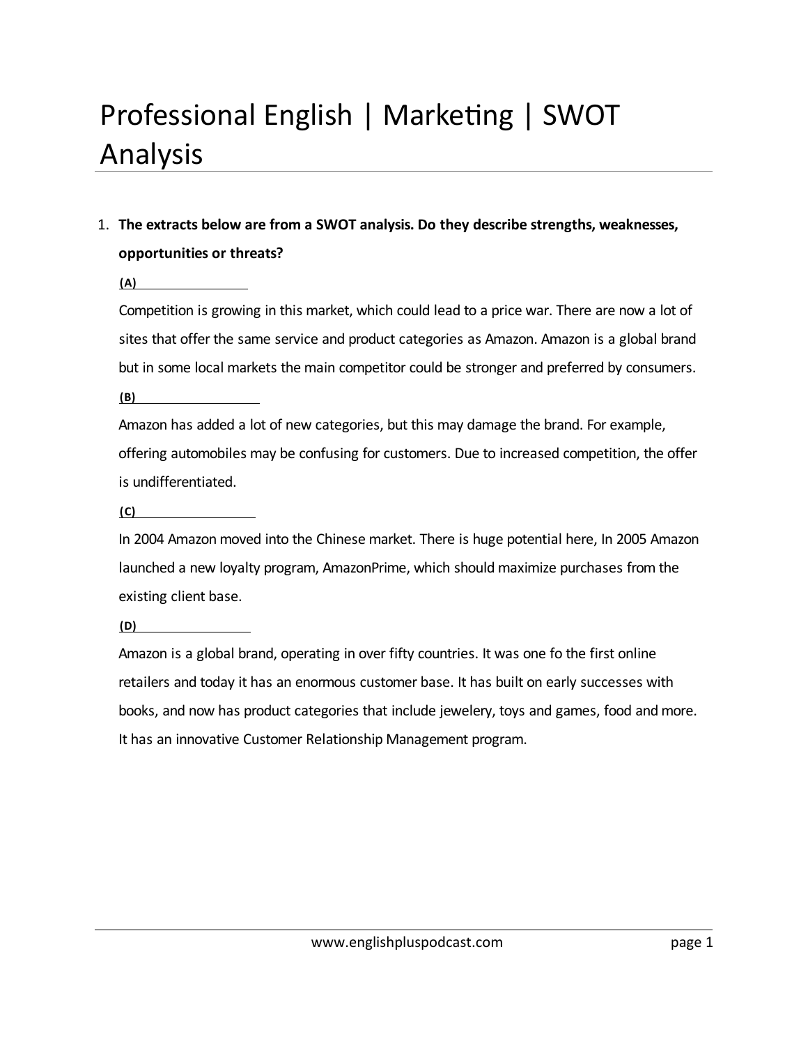# Professional English | Marketing | SWOT Analysis

1. **The extracts below are from a SWOT analysis. Do they describe strengths, weaknesses, opportunities or threats?**

   **(A)** ________________

   Competition is growing in this market, which could lead to a price war. There are now a lot of sites that offer the same service and product categories as Amazon. Amazon is a global brand but in some local markets the main competitor could be stronger and preferred by consumers.

   **(B)** ________________

   Amazon has added a lot of new categories, but this may damage the brand. For example, offering automobiles may be confusing for customers. Due to increased competition, the offer is undifferentiated.

   **(C)** ________________

   In 2004 Amazon moved into the Chinese market. There is huge potential here, In 2005 Amazon launched a new loyalty program, AmazonPrime, which should maximize purchases from the existing client base.

   **(D)** ________________

   Amazon is a global brand, operating in over fifty countries. It was one fo the first online retailers and today it has an enormous customer base. It has built on early successes with books, and now has product categories that include jewelery, toys and games, food and more. It has an innovative Customer Relationship Management program.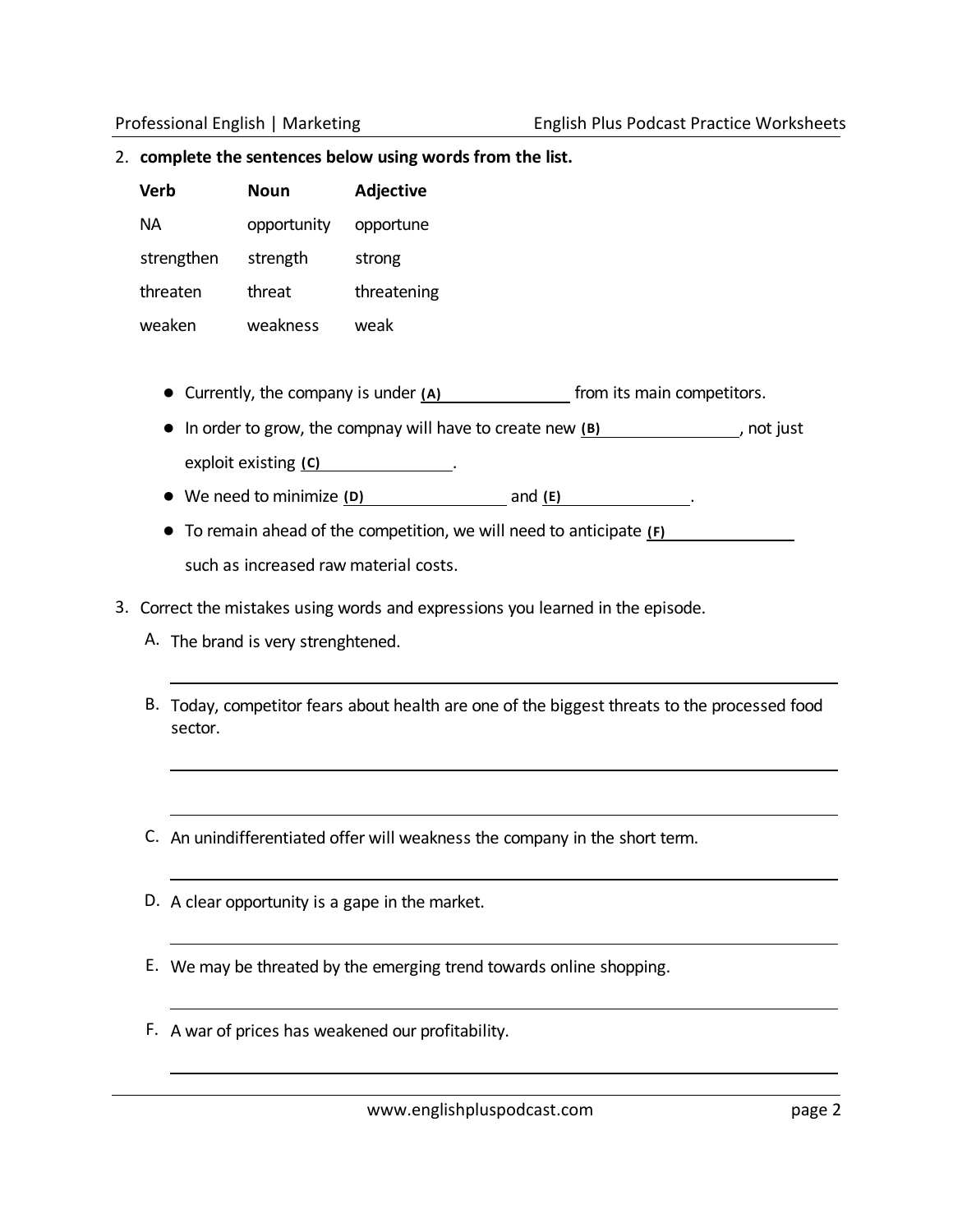2. **complete the sentences below using words from the list.**

| Verb | Noun | Adjective |
|---|---|---|
| NA | opportunity | opportune |
| strengthen | strength | strong |
| threaten | threat | threatening |
| weaken | weakness | weak |

- Currently, the company is under **(A)** ________________ from its main competitors.
- In order to grow, the compnay will have to create new **(B)** ________________, not just exploit existing **(C)** ________________.
- We need to minimize **(D)** ________________ and **(E)** ________________.
- To remain ahead of the competition, we will need to anticipate **(F)** ________________ such as increased raw material costs.

3. Correct the mistakes using words and expressions you learned in the episode.

A. The brand is very strenghtened.

______________________________________________

B. Today, competitor fears about health are one of the biggest threats to the processed food sector.

______________________________________________

______________________________________________

C. An unindifferentiated offer will weakness the company in the short term.

______________________________________________

D. A clear opportunity is a gape in the market.

______________________________________________

E. We may be threated by the emerging trend towards online shopping.

______________________________________________

F. A war of prices has weakened our profitability.

______________________________________________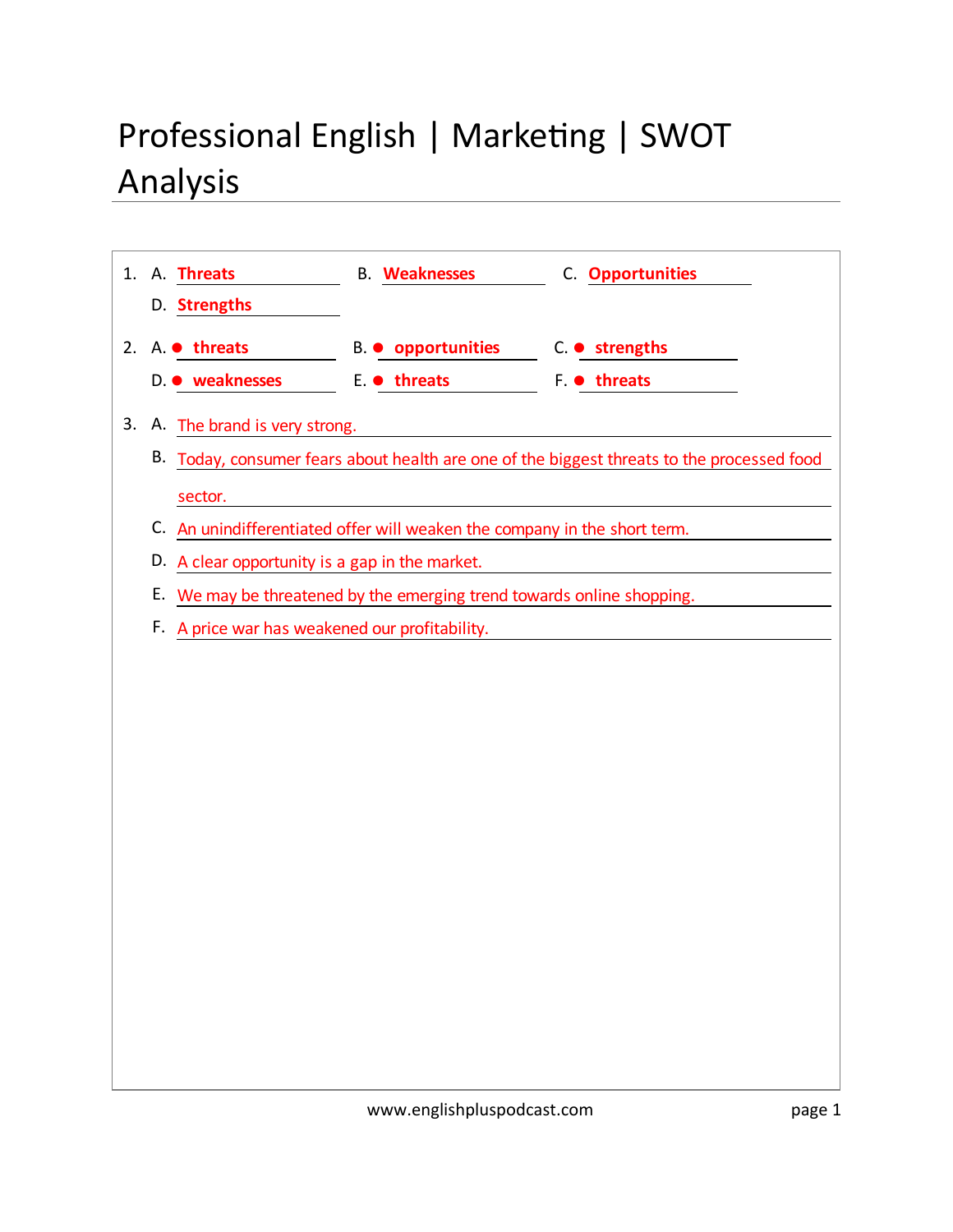# Professional English | Marketing | SWOT Analysis

1. A. **Threats** B. **Weaknesses** C. **Opportunities**
   D. **Strengths**

2. A. ● **threats** B. ● **opportunities** C. ● **strengths**
   D. ● **weaknesses** E. ● **threats** F. ● **threats**

3. A. The brand is very strong.
   B. Today, consumer fears about health are one of the biggest threats to the processed food sector.
   C. An unindifferentiated offer will weaken the company in the short term.
   D. A clear opportunity is a gap in the market.
   E. We may be threatened by the emerging trend towards online shopping.
   F. A price war has weakened our profitability.

www.englishpluspodcast.com